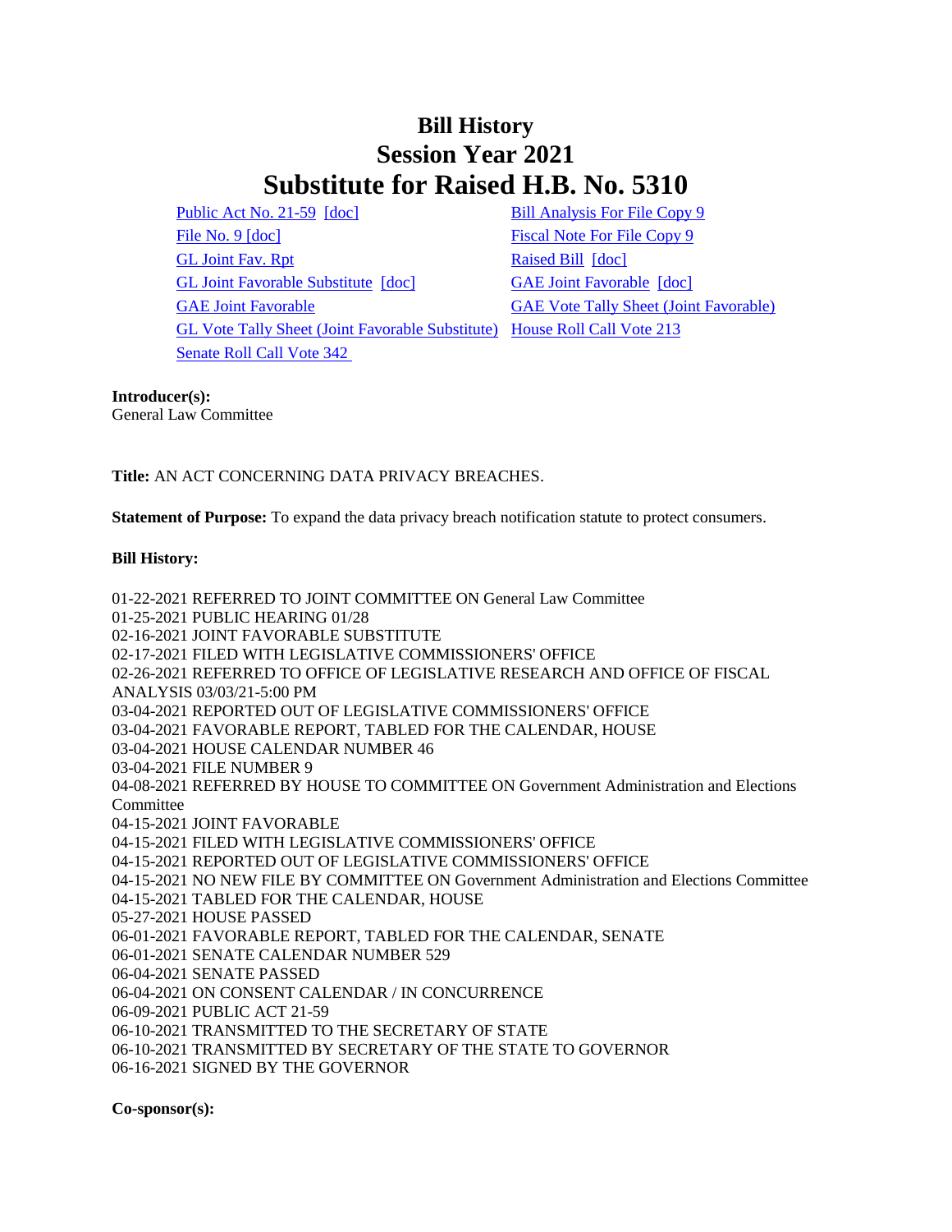# Bill History
# Session Year 2021
# Substitute for Raised H.B. No. 5310

Public Act No. 21-59 [doc]
File No. 9 [doc]
GL Joint Fav. Rpt
GL Joint Favorable Substitute [doc]
GAE Joint Favorable
GL Vote Tally Sheet (Joint Favorable Substitute)
Senate Roll Call Vote 342
Bill Analysis For File Copy 9
Fiscal Note For File Copy 9
Raised Bill [doc]
GAE Joint Favorable [doc]
GAE Vote Tally Sheet (Joint Favorable)
House Roll Call Vote 213

**Introducer(s):**
General Law Committee

**Title:** AN ACT CONCERNING DATA PRIVACY BREACHES.

**Statement of Purpose:** To expand the data privacy breach notification statute to protect consumers.

**Bill History:**

01-22-2021 REFERRED TO JOINT COMMITTEE ON General Law Committee
01-25-2021 PUBLIC HEARING 01/28
02-16-2021 JOINT FAVORABLE SUBSTITUTE
02-17-2021 FILED WITH LEGISLATIVE COMMISSIONERS' OFFICE
02-26-2021 REFERRED TO OFFICE OF LEGISLATIVE RESEARCH AND OFFICE OF FISCAL ANALYSIS 03/03/21-5:00 PM
03-04-2021 REPORTED OUT OF LEGISLATIVE COMMISSIONERS' OFFICE
03-04-2021 FAVORABLE REPORT, TABLED FOR THE CALENDAR, HOUSE
03-04-2021 HOUSE CALENDAR NUMBER 46
03-04-2021 FILE NUMBER 9
04-08-2021 REFERRED BY HOUSE TO COMMITTEE ON Government Administration and Elections Committee
04-15-2021 JOINT FAVORABLE
04-15-2021 FILED WITH LEGISLATIVE COMMISSIONERS' OFFICE
04-15-2021 REPORTED OUT OF LEGISLATIVE COMMISSIONERS' OFFICE
04-15-2021 NO NEW FILE BY COMMITTEE ON Government Administration and Elections Committee
04-15-2021 TABLED FOR THE CALENDAR, HOUSE
05-27-2021 HOUSE PASSED
06-01-2021 FAVORABLE REPORT, TABLED FOR THE CALENDAR, SENATE
06-01-2021 SENATE CALENDAR NUMBER 529
06-04-2021 SENATE PASSED
06-04-2021 ON CONSENT CALENDAR / IN CONCURRENCE
06-09-2021 PUBLIC ACT 21-59
06-10-2021 TRANSMITTED TO THE SECRETARY OF STATE
06-10-2021 TRANSMITTED BY SECRETARY OF THE STATE TO GOVERNOR
06-16-2021 SIGNED BY THE GOVERNOR

**Co-sponsor(s):**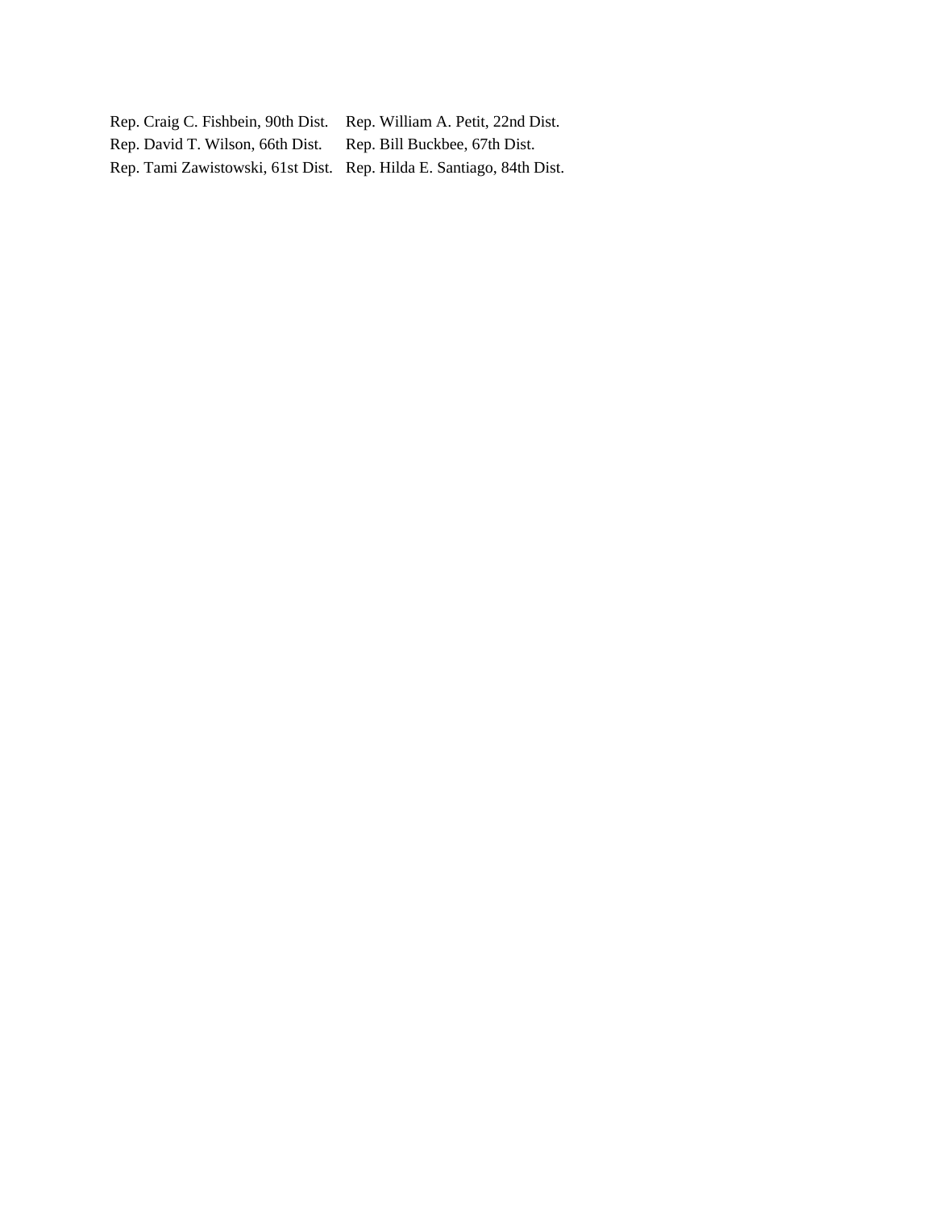| | |
|---|---|
| Rep. Craig C. Fishbein, 90th Dist. | Rep. William A. Petit, 22nd Dist. |
| Rep. David T. Wilson, 66th Dist. | Rep. Bill Buckbee, 67th Dist. |
| Rep. Tami Zawistowski, 61st Dist. | Rep. Hilda E. Santiago, 84th Dist. |